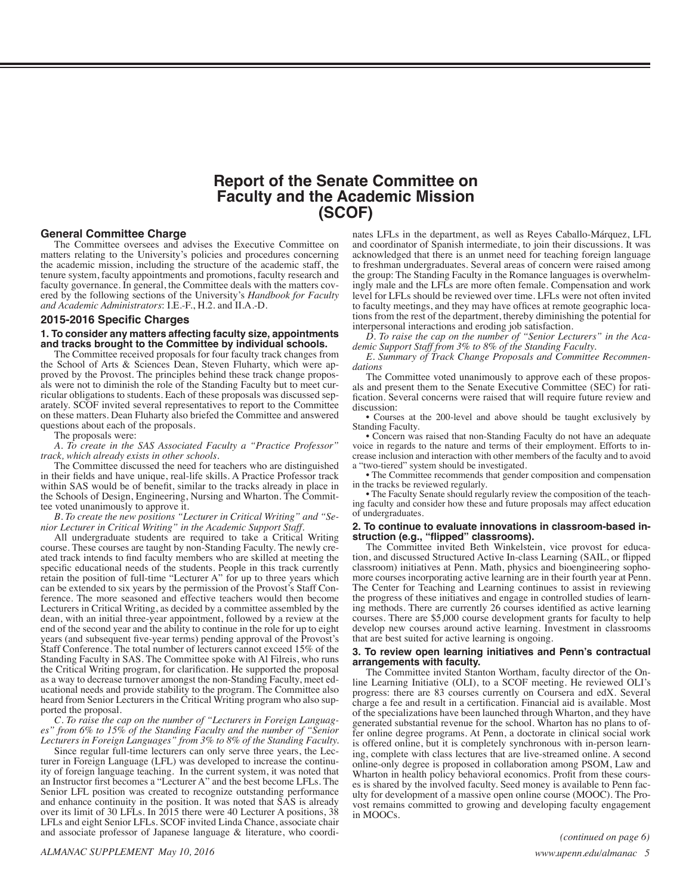# Report of the Senate Committee on Faculty and the Academic Mission (SCOF)

## General Committee Charge

The Committee oversees and advises the Executive Committee on matters relating to the University's policies and procedures concerning the academic mission, including the structure of the academic staff, the tenure system, faculty appointments and promotions, faculty research and faculty governance. In general, the Committee deals with the matters covered by the following sections of the University's *Handbook for Faculty and Academic Administrators*: I.E.-F., H.2. and II.A.-D.

## 2015-2016 Specific Charges

### 1. To consider any matters affecting faculty size, appointments and tracks brought to the Committee by individual schools.

The Committee received proposals for four faculty track changes from the School of Arts & Sciences Dean, Steven Fluharty, which were approved by the Provost. The principles behind these track change proposals were not to diminish the role of the Standing Faculty but to meet curricular obligations to students. Each of these proposals was discussed separately. SCOF invited several representatives to report to the Committee on these matters. Dean Fluharty also briefed the Committee and answered questions about each of the proposals.

The proposals were:

*A. To create in the SAS Associated Faculty a "Practice Professor" track, which already exists in other schools.*

The Committee discussed the need for teachers who are distinguished in their fields and have unique, real-life skills. A Practice Professor track within SAS would be of benefit, similar to the tracks already in place in the Schools of Design, Engineering, Nursing and Wharton. The Committee voted unanimously to approve it.

*B. To create the new positions "Lecturer in Critical Writing" and "Senior Lecturer in Critical Writing" in the Academic Support Staff.*

All undergraduate students are required to take a Critical Writing course. These courses are taught by non-Standing Faculty. The newly created track intends to find faculty members who are skilled at meeting the specific educational needs of the students. People in this track currently retain the position of full-time "Lecturer A" for up to three years which can be extended to six years by the permission of the Provost's Staff Conference. The more seasoned and effective teachers would then become Lecturers in Critical Writing, as decided by a committee assembled by the dean, with an initial three-year appointment, followed by a review at the end of the second year and the ability to continue in the role for up to eight years (and subsequent five-year terms) pending approval of the Provost's Staff Conference. The total number of lecturers cannot exceed 15% of the Standing Faculty in SAS. The Committee spoke with Al Filreis, who runs the Critical Writing program, for clarification. He supported the proposal as a way to decrease turnover amongst the non-Standing Faculty, meet educational needs and provide stability to the program. The Committee also heard from Senior Lecturers in the Critical Writing program who also supported the proposal.

*C. To raise the cap on the number of "Lecturers in Foreign Languages" from 6% to 15% of the Standing Faculty and the number of "Senior Lecturers in Foreign Languages" from 3% to 8% of the Standing Faculty.*

Since regular full-time lecturers can only serve three years, the Lecturer in Foreign Language (LFL) was developed to increase the continuity of foreign language teaching. In the current system, it was noted that an Instructor first becomes a "Lecturer A" and the best become LFLs. The Senior LFL position was created to recognize outstanding performance and enhance continuity in the position. It was noted that SAS is already over its limit of 30 LFLs. In 2015 there were 40 Lecturer A positions, 38 LFLs and eight Senior LFLs. SCOF invited Linda Chance, associate chair and associate professor of Japanese language & literature, who coordinates LFLs in the department, as well as Reyes Caballo-Márquez, LFL and coordinator of Spanish intermediate, to join their discussions. It was acknowledged that there is an unmet need for teaching foreign language to freshman undergraduates. Several areas of concern were raised among the group: The Standing Faculty in the Romance languages is overwhelmingly male and the LFLs are more often female. Compensation and work level for LFLs should be reviewed over time. LFLs were not often invited to faculty meetings, and they may have offices at remote geographic locations from the rest of the department, thereby diminishing the potential for interpersonal interactions and eroding job satisfaction.

*D. To raise the cap on the number of "Senior Lecturers" in the Academic Support Staff from 3% to 8% of the Standing Faculty.*

*E. Summary of Track Change Proposals and Committee Recommendations*

The Committee voted unanimously to approve each of these proposals and present them to the Senate Executive Committee (SEC) for ratification. Several concerns were raised that will require future review and discussion:

- Courses at the 200-level and above should be taught exclusively by Standing Faculty.
- Concern was raised that non-Standing Faculty do not have an adequate voice in regards to the nature and terms of their employment. Efforts to increase inclusion and interaction with other members of the faculty and to avoid a "two-tiered" system should be investigated.
- The Committee recommends that gender composition and compensation in the tracks be reviewed regularly.
- The Faculty Senate should regularly review the composition of the teaching faculty and consider how these and future proposals may affect education of undergraduates.

### 2. To continue to evaluate innovations in classroom-based instruction (e.g., "flipped" classrooms).

The Committee invited Beth Winkelstein, vice provost for education, and discussed Structured Active In-class Learning (SAIL, or flipped classroom) initiatives at Penn. Math, physics and bioengineering sophomore courses incorporating active learning are in their fourth year at Penn. The Center for Teaching and Learning continues to assist in reviewing the progress of these initiatives and engage in controlled studies of learning methods. There are currently 26 courses identified as active learning courses. There are $5,000 course development grants for faculty to help develop new courses around active learning. Investment in classrooms that are best suited for active learning is ongoing.

### 3. To review open learning initiatives and Penn's contractual arrangements with faculty.

The Committee invited Stanton Wortham, faculty director of the Online Learning Initiative (OLI), to a SCOF meeting. He reviewed OLI's progress: there are 83 courses currently on Coursera and edX. Several charge a fee and result in a certification. Financial aid is available. Most of the specializations have been launched through Wharton, and they have generated substantial revenue for the school. Wharton has no plans to offer online degree programs. At Penn, a doctorate in clinical social work is offered online, but it is completely synchronous with in-person learning, complete with class lectures that are live-streamed online. A second online-only degree is proposed in collaboration among PSOM, Law and Wharton in health policy behavioral economics. Profit from these courses is shared by the involved faculty. Seed money is available to Penn faculty for development of a massive open online course (MOOC). The Provost remains committed to growing and developing faculty engagement in MOOCs.

*(continued on page 6)*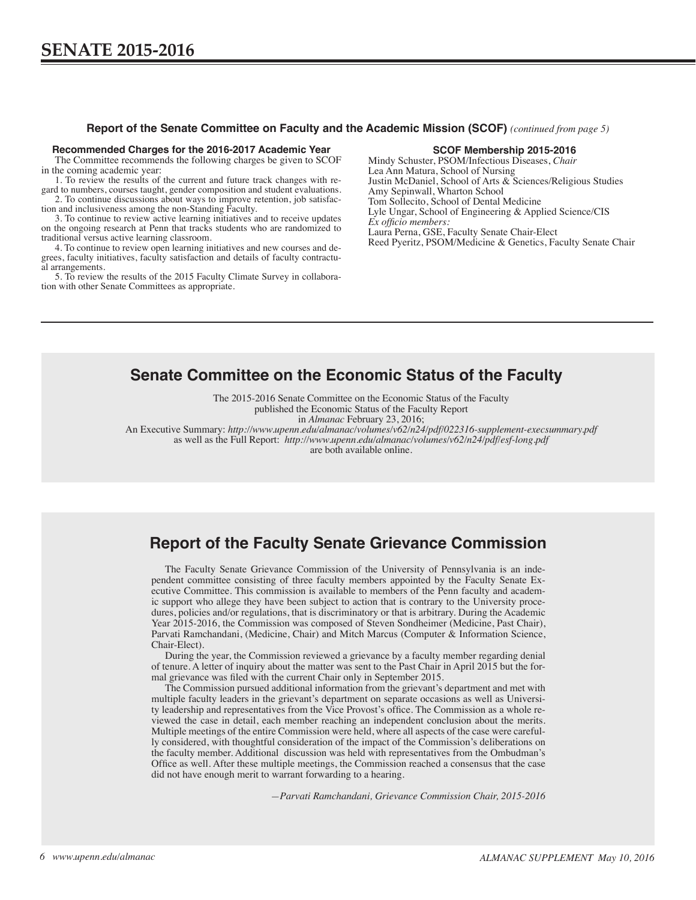# SENATE 2015-2016

### Report of the Senate Committee on Faculty and the Academic Mission (SCOF) *(continued from page 5)*

#### Recommended Charges for the 2016-2017 Academic Year

The Committee recommends the following charges be given to SCOF in the coming academic year:

1. To review the results of the current and future track changes with regard to numbers, courses taught, gender composition and student evaluations.
2. To continue discussions about ways to improve retention, job satisfaction and inclusiveness among the non-Standing Faculty.
3. To continue to review active learning initiatives and to receive updates on the ongoing research at Penn that tracks students who are randomized to traditional versus active learning classroom.
4. To continue to review open learning initiatives and new courses and degrees, faculty initiatives, faculty satisfaction and details of faculty contractual arrangements.
5. To review the results of the 2015 Faculty Climate Survey in collaboration with other Senate Committees as appropriate.

#### SCOF Membership 2015-2016

Mindy Schuster, PSOM/Infectious Diseases, *Chair*
Lea Ann Matura, School of Nursing
Justin McDaniel, School of Arts & Sciences/Religious Studies
Amy Sepinwall, Wharton School
Tom Sollecito, School of Dental Medicine
Lyle Ungar, School of Engineering & Applied Science/CIS
*Ex officio members:*
Laura Perna, GSE, Faculty Senate Chair-Elect
Reed Pyeritz, PSOM/Medicine & Genetics, Faculty Senate Chair

## Senate Committee on the Economic Status of the Faculty

The 2015-2016 Senate Committee on the Economic Status of the Faculty published the Economic Status of the Faculty Report in *Almanac* February 23, 2016;
An Executive Summary: *http://www.upenn.edu/almanac/volumes/v62/n24/pdf/022316-supplement-execsummary.pdf*
as well as the Full Report: *http://www.upenn.edu/almanac/volumes/v62/n24/pdf/esf-long.pdf*
are both available online.

## Report of the Faculty Senate Grievance Commission

The Faculty Senate Grievance Commission of the University of Pennsylvania is an independent committee consisting of three faculty members appointed by the Faculty Senate Executive Committee. This commission is available to members of the Penn faculty and academic support who allege they have been subject to action that is contrary to the University procedures, policies and/or regulations, that is discriminatory or that is arbitrary. During the Academic Year 2015-2016, the Commission was composed of Steven Sondheimer (Medicine, Past Chair), Parvati Ramchandani, (Medicine, Chair) and Mitch Marcus (Computer & Information Science, Chair-Elect).

During the year, the Commission reviewed a grievance by a faculty member regarding denial of tenure. A letter of inquiry about the matter was sent to the Past Chair in April 2015 but the formal grievance was filed with the current Chair only in September 2015.

The Commission pursued additional information from the grievant's department and met with multiple faculty leaders in the grievant's department on separate occasions as well as University leadership and representatives from the Vice Provost's office. The Commission as a whole reviewed the case in detail, each member reaching an independent conclusion about the merits. Multiple meetings of the entire Commission were held, where all aspects of the case were carefully considered, with thoughtful consideration of the impact of the Commission's deliberations on the faculty member. Additional discussion was held with representatives from the Ombudman's Office as well. After these multiple meetings, the Commission reached a consensus that the case did not have enough merit to warrant forwarding to a hearing.

*—Parvati Ramchandani, Grievance Commission Chair, 2015-2016*